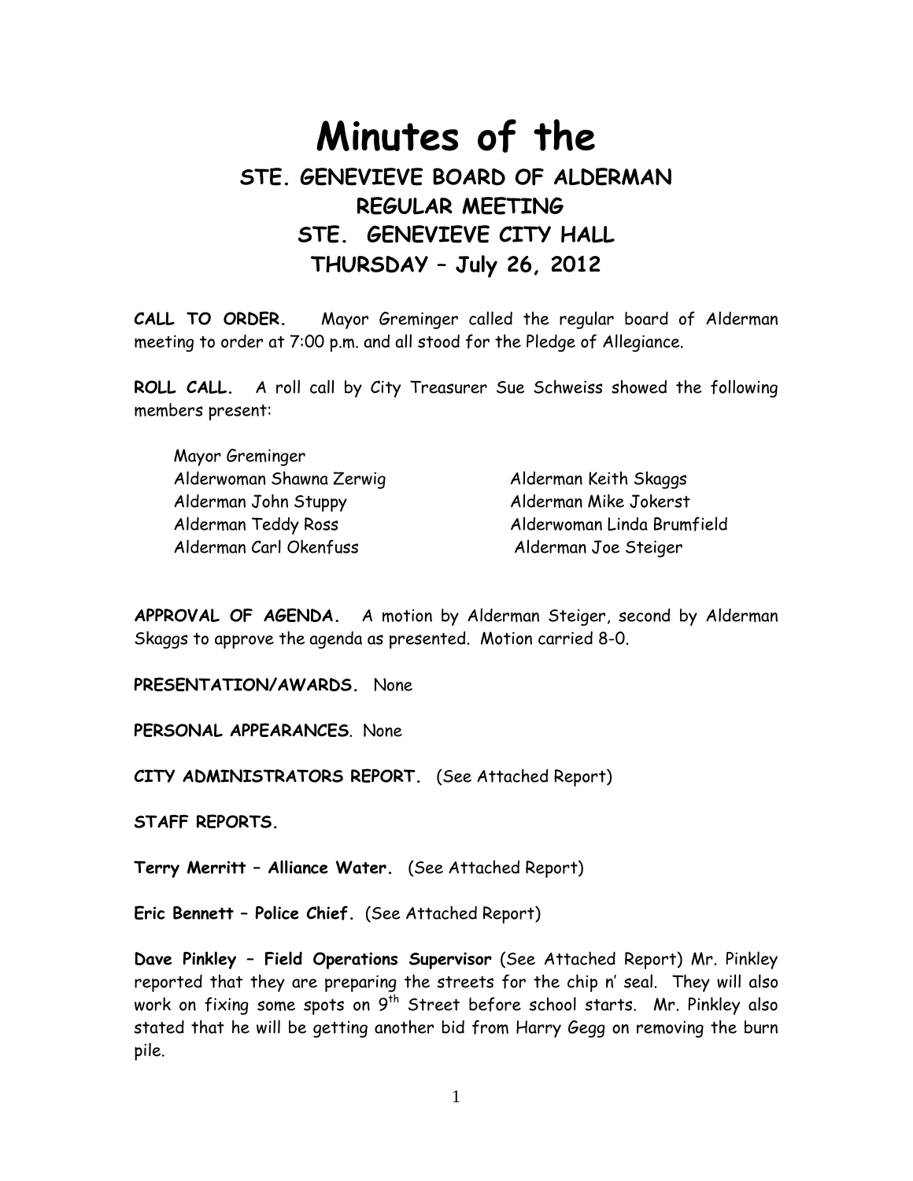# Minutes of the

## STE. GENEVIEVE BOARD OF ALDERMAN
## REGULAR MEETING
## STE. GENEVIEVE CITY HALL
## THURSDAY – July 26, 2012

**CALL TO ORDER.** Mayor Greminger called the regular board of Alderman meeting to order at 7:00 p.m. and all stood for the Pledge of Allegiance.

**ROLL CALL.** A roll call by City Treasurer Sue Schweiss showed the following members present:

Mayor Greminger
Alderwoman Shawna Zerwig
Alderman John Stuppy
Alderman Teddy Ross
Alderman Carl Okenfuss
Alderman Keith Skaggs
Alderman Mike Jokerst
Alderwoman Linda Brumfield
Alderman Joe Steiger

**APPROVAL OF AGENDA.** A motion by Alderman Steiger, second by Alderman Skaggs to approve the agenda as presented. Motion carried 8-0.

**PRESENTATION/AWARDS.** None

**PERSONAL APPEARANCES**. None

**CITY ADMINISTRATORS REPORT.** (See Attached Report)

**STAFF REPORTS.**

**Terry Merritt – Alliance Water.** (See Attached Report)

**Eric Bennett – Police Chief.** (See Attached Report)

**Dave Pinkley – Field Operations Supervisor** (See Attached Report) Mr. Pinkley reported that they are preparing the streets for the chip n' seal. They will also work on fixing some spots on 9th Street before school starts. Mr. Pinkley also stated that he will be getting another bid from Harry Gegg on removing the burn pile.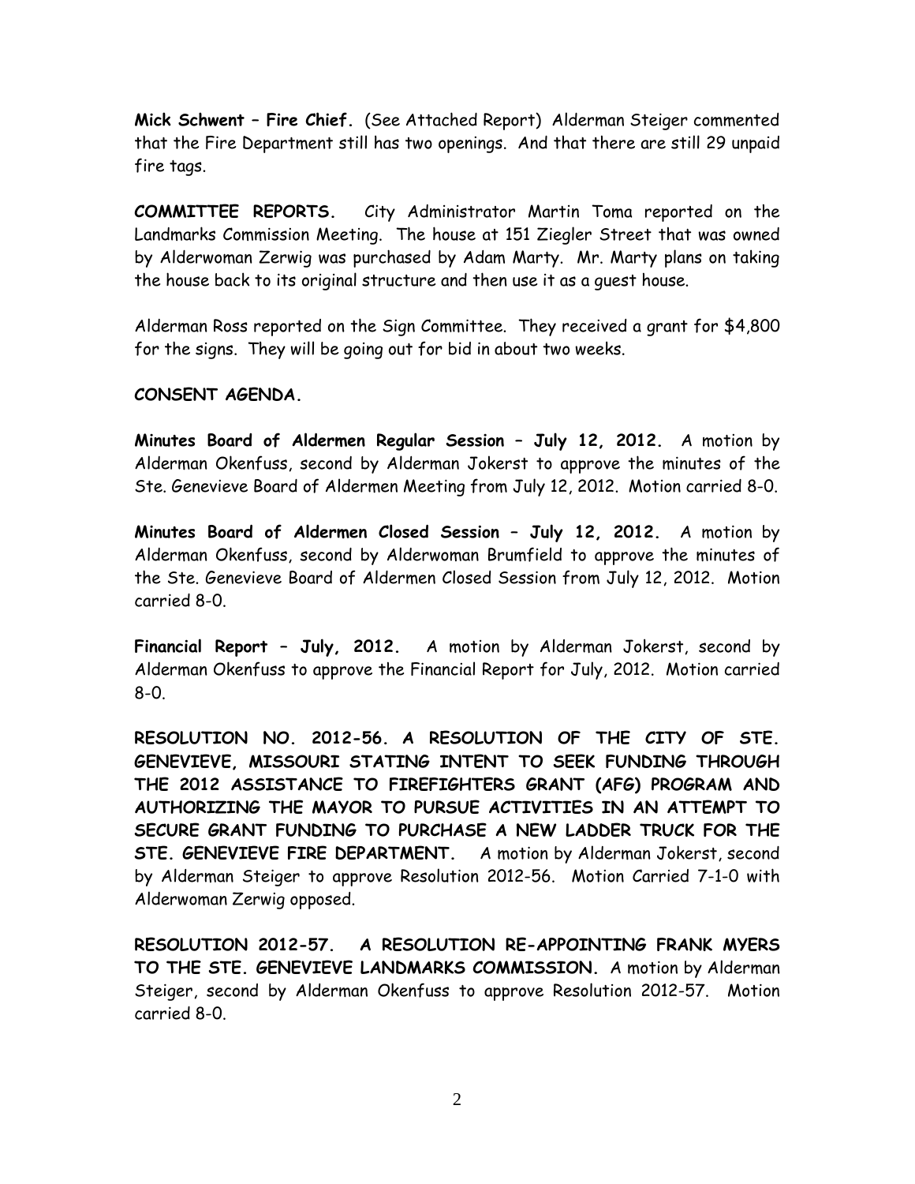**Mick Schwent – Fire Chief.** (See Attached Report) Alderman Steiger commented that the Fire Department still has two openings. And that there are still 29 unpaid fire tags.

**COMMITTEE REPORTS.** City Administrator Martin Toma reported on the Landmarks Commission Meeting. The house at 151 Ziegler Street that was owned by Alderwoman Zerwig was purchased by Adam Marty. Mr. Marty plans on taking the house back to its original structure and then use it as a guest house.

Alderman Ross reported on the Sign Committee. They received a grant for $4,800 for the signs. They will be going out for bid in about two weeks.

**CONSENT AGENDA.**

**Minutes Board of Aldermen Regular Session – July 12, 2012.** A motion by Alderman Okenfuss, second by Alderman Jokerst to approve the minutes of the Ste. Genevieve Board of Aldermen Meeting from July 12, 2012. Motion carried 8-0.

**Minutes Board of Aldermen Closed Session – July 12, 2012.** A motion by Alderman Okenfuss, second by Alderwoman Brumfield to approve the minutes of the Ste. Genevieve Board of Aldermen Closed Session from July 12, 2012. Motion carried 8-0.

**Financial Report – July, 2012.** A motion by Alderman Jokerst, second by Alderman Okenfuss to approve the Financial Report for July, 2012. Motion carried 8-0.

**RESOLUTION NO. 2012-56. A RESOLUTION OF THE CITY OF STE. GENEVIEVE, MISSOURI STATING INTENT TO SEEK FUNDING THROUGH THE 2012 ASSISTANCE TO FIREFIGHTERS GRANT (AFG) PROGRAM AND AUTHORIZING THE MAYOR TO PURSUE ACTIVITIES IN AN ATTEMPT TO SECURE GRANT FUNDING TO PURCHASE A NEW LADDER TRUCK FOR THE STE. GENEVIEVE FIRE DEPARTMENT.** A motion by Alderman Jokerst, second by Alderman Steiger to approve Resolution 2012-56. Motion Carried 7-1-0 with Alderwoman Zerwig opposed.

**RESOLUTION 2012-57. A RESOLUTION RE-APPOINTING FRANK MYERS TO THE STE. GENEVIEVE LANDMARKS COMMISSION.** A motion by Alderman Steiger, second by Alderman Okenfuss to approve Resolution 2012-57. Motion carried 8-0.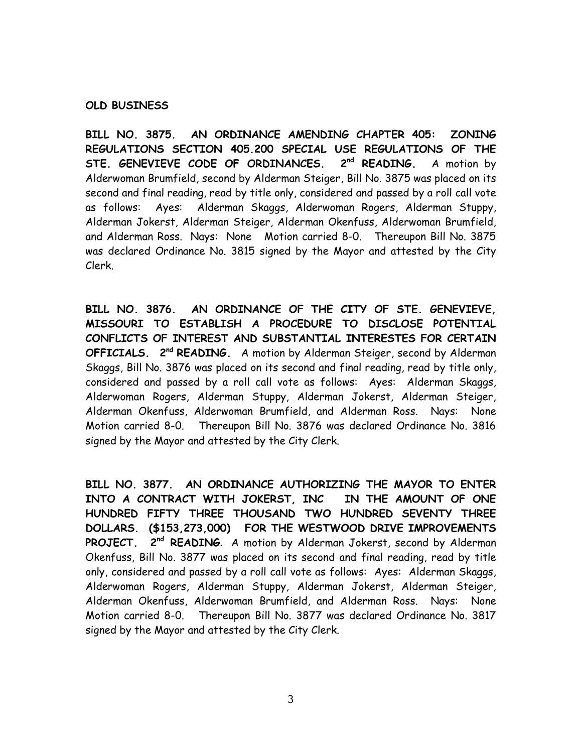**OLD BUSINESS**

**BILL NO. 3875. AN ORDINANCE AMENDING CHAPTER 405: ZONING REGULATIONS SECTION 405.200 SPECIAL USE REGULATIONS OF THE STE. GENEVIEVE CODE OF ORDINANCES. 2nd READING.** A motion by Alderwoman Brumfield, second by Alderman Steiger, Bill No. 3875 was placed on its second and final reading, read by title only, considered and passed by a roll call vote as follows: Ayes: Alderman Skaggs, Alderwoman Rogers, Alderman Stuppy, Alderman Jokerst, Alderman Steiger, Alderman Okenfuss, Alderwoman Brumfield, and Alderman Ross. Nays: None Motion carried 8-0. Thereupon Bill No. 3875 was declared Ordinance No. 3815 signed by the Mayor and attested by the City Clerk.

**BILL NO. 3876. AN ORDINANCE OF THE CITY OF STE. GENEVIEVE, MISSOURI TO ESTABLISH A PROCEDURE TO DISCLOSE POTENTIAL CONFLICTS OF INTEREST AND SUBSTANTIAL INTERESTES FOR CERTAIN OFFICIALS. 2nd READING.** A motion by Alderman Steiger, second by Alderman Skaggs, Bill No. 3876 was placed on its second and final reading, read by title only, considered and passed by a roll call vote as follows: Ayes: Alderman Skaggs, Alderwoman Rogers, Alderman Stuppy, Alderman Jokerst, Alderman Steiger, Alderman Okenfuss, Alderwoman Brumfield, and Alderman Ross. Nays: None Motion carried 8-0. Thereupon Bill No. 3876 was declared Ordinance No. 3816 signed by the Mayor and attested by the City Clerk.

**BILL NO. 3877. AN ORDINANCE AUTHORIZING THE MAYOR TO ENTER INTO A CONTRACT WITH JOKERST, INC IN THE AMOUNT OF ONE HUNDRED FIFTY THREE THOUSAND TWO HUNDRED SEVENTY THREE DOLLARS. ($153,273,000) FOR THE WESTWOOD DRIVE IMPROVEMENTS PROJECT. 2nd READING.** A motion by Alderman Jokerst, second by Alderman Okenfuss, Bill No. 3877 was placed on its second and final reading, read by title only, considered and passed by a roll call vote as follows: Ayes: Alderman Skaggs, Alderwoman Rogers, Alderman Stuppy, Alderman Jokerst, Alderman Steiger, Alderman Okenfuss, Alderwoman Brumfield, and Alderman Ross. Nays: None Motion carried 8-0. Thereupon Bill No. 3877 was declared Ordinance No. 3817 signed by the Mayor and attested by the City Clerk.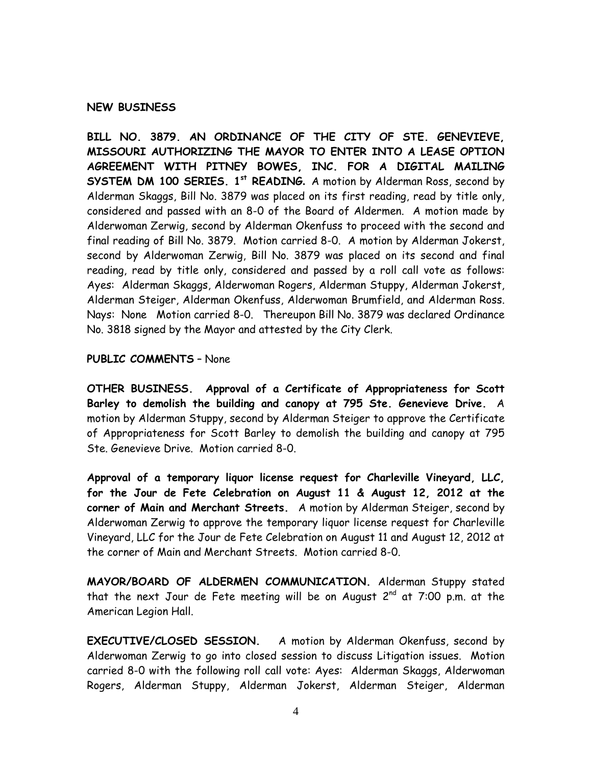**NEW BUSINESS**

**BILL NO. 3879. AN ORDINANCE OF THE CITY OF STE. GENEVIEVE, MISSOURI AUTHORIZING THE MAYOR TO ENTER INTO A LEASE OPTION AGREEMENT WITH PITNEY BOWES, INC. FOR A DIGITAL MAILING SYSTEM DM 100 SERIES. 1st READING.** A motion by Alderman Ross, second by Alderman Skaggs, Bill No. 3879 was placed on its first reading, read by title only, considered and passed with an 8-0 of the Board of Aldermen. A motion made by Alderwoman Zerwig, second by Alderman Okenfuss to proceed with the second and final reading of Bill No. 3879. Motion carried 8-0. A motion by Alderman Jokerst, second by Alderwoman Zerwig, Bill No. 3879 was placed on its second and final reading, read by title only, considered and passed by a roll call vote as follows: Ayes: Alderman Skaggs, Alderwoman Rogers, Alderman Stuppy, Alderman Jokerst, Alderman Steiger, Alderman Okenfuss, Alderwoman Brumfield, and Alderman Ross. Nays: None Motion carried 8-0. Thereupon Bill No. 3879 was declared Ordinance No. 3818 signed by the Mayor and attested by the City Clerk.

**PUBLIC COMMENTS** – None

**OTHER BUSINESS. Approval of a Certificate of Appropriateness for Scott Barley to demolish the building and canopy at 795 Ste. Genevieve Drive.** A motion by Alderman Stuppy, second by Alderman Steiger to approve the Certificate of Appropriateness for Scott Barley to demolish the building and canopy at 795 Ste. Genevieve Drive. Motion carried 8-0.

**Approval of a temporary liquor license request for Charleville Vineyard, LLC, for the Jour de Fete Celebration on August 11 & August 12, 2012 at the corner of Main and Merchant Streets.** A motion by Alderman Steiger, second by Alderwoman Zerwig to approve the temporary liquor license request for Charleville Vineyard, LLC for the Jour de Fete Celebration on August 11 and August 12, 2012 at the corner of Main and Merchant Streets. Motion carried 8-0.

**MAYOR/BOARD OF ALDERMEN COMMUNICATION.** Alderman Stuppy stated that the next Jour de Fete meeting will be on August 2nd at 7:00 p.m. at the American Legion Hall.

**EXECUTIVE/CLOSED SESSION.** A motion by Alderman Okenfuss, second by Alderwoman Zerwig to go into closed session to discuss Litigation issues. Motion carried 8-0 with the following roll call vote: Ayes: Alderman Skaggs, Alderwoman Rogers, Alderman Stuppy, Alderman Jokerst, Alderman Steiger, Alderman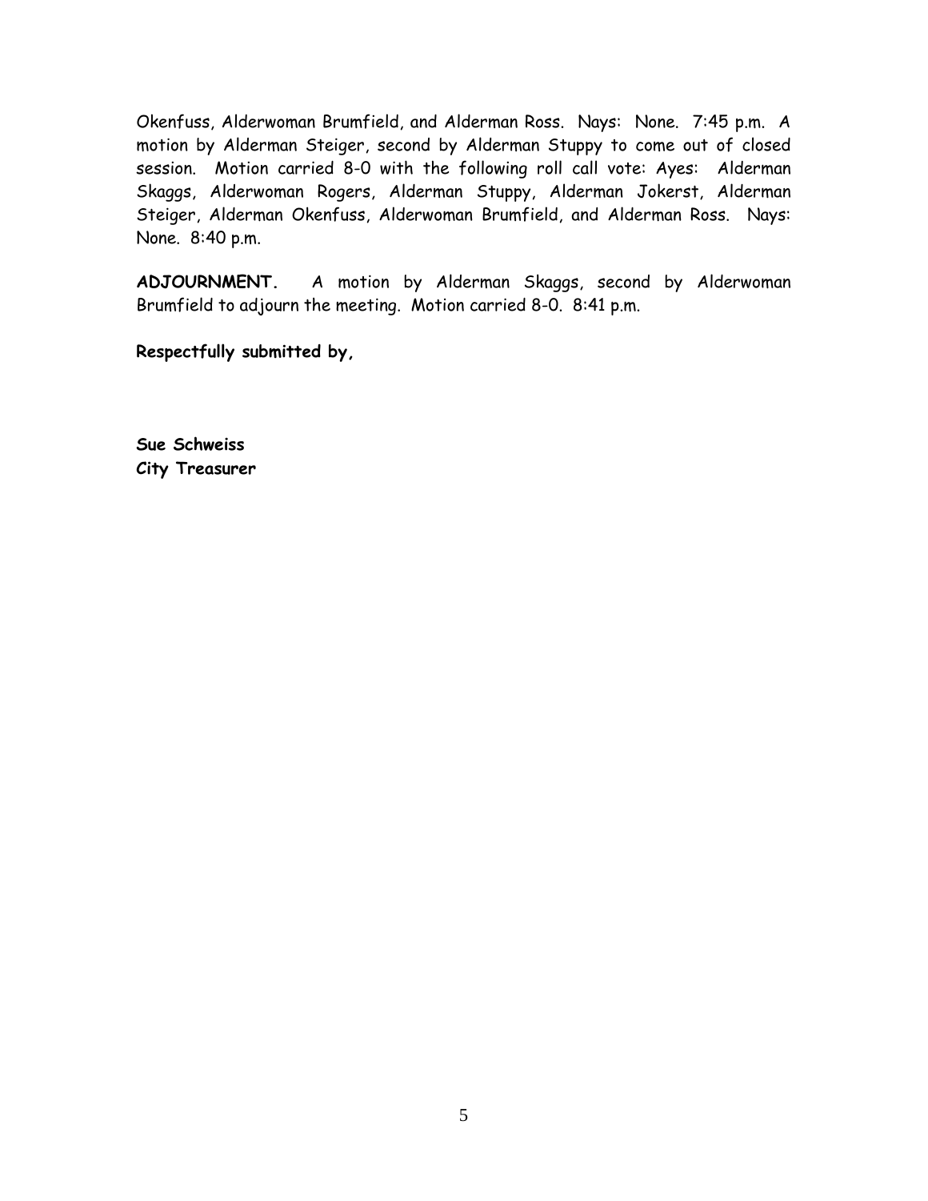Okenfuss, Alderwoman Brumfield, and Alderman Ross. Nays: None. 7:45 p.m. A motion by Alderman Steiger, second by Alderman Stuppy to come out of closed session. Motion carried 8-0 with the following roll call vote: Ayes: Alderman Skaggs, Alderwoman Rogers, Alderman Stuppy, Alderman Jokerst, Alderman Steiger, Alderman Okenfuss, Alderwoman Brumfield, and Alderman Ross. Nays: None. 8:40 p.m.

**ADJOURNMENT.** A motion by Alderman Skaggs, second by Alderwoman Brumfield to adjourn the meeting. Motion carried 8-0. 8:41 p.m.

**Respectfully submitted by,**

**Sue Schweiss**
**City Treasurer**